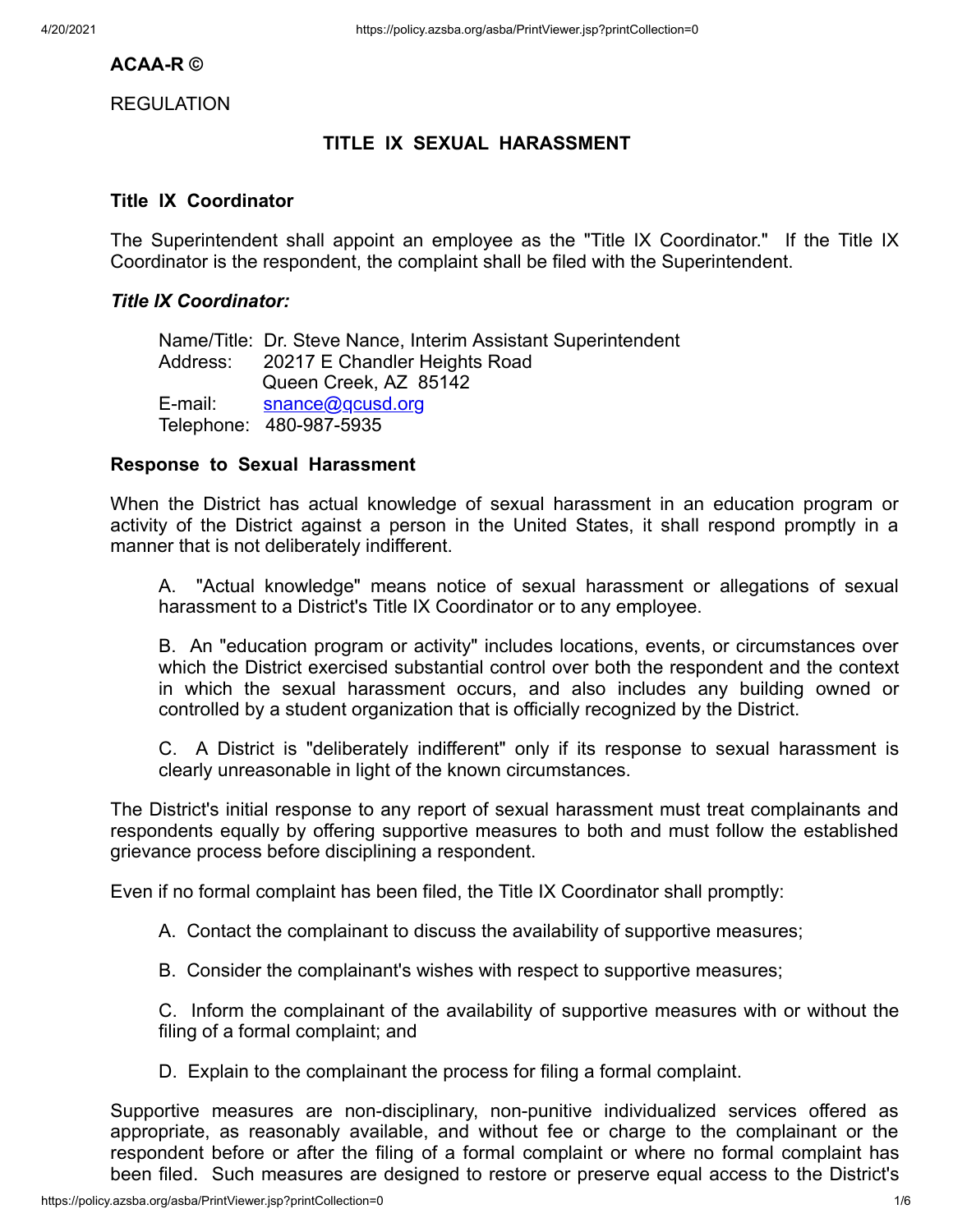**ACAA-R ©**

REGULATION

## TITLE IX SEXUAL HARASSMENT

### Title IX Coordinator

The Superintendent shall appoint an employee as the "Title IX Coordinator." If the Title IX Coordinator is the respondent, the complaint shall be filed with the Superintendent.

***Title IX Coordinator:***

Name/Title: Dr. Steve Nance, Interim Assistant Superintendent
Address: 20217 E Chandler Heights Road
Queen Creek, AZ 85142
E-mail: snance@qcusd.org
Telephone: 480-987-5935

### Response to Sexual Harassment

When the District has actual knowledge of sexual harassment in an education program or activity of the District against a person in the United States, it shall respond promptly in a manner that is not deliberately indifferent.

A. "Actual knowledge" means notice of sexual harassment or allegations of sexual harassment to a District's Title IX Coordinator or to any employee.

B. An "education program or activity" includes locations, events, or circumstances over which the District exercised substantial control over both the respondent and the context in which the sexual harassment occurs, and also includes any building owned or controlled by a student organization that is officially recognized by the District.

C. A District is "deliberately indifferent" only if its response to sexual harassment is clearly unreasonable in light of the known circumstances.

The District's initial response to any report of sexual harassment must treat complainants and respondents equally by offering supportive measures to both and must follow the established grievance process before disciplining a respondent.

Even if no formal complaint has been filed, the Title IX Coordinator shall promptly:

A. Contact the complainant to discuss the availability of supportive measures;

B. Consider the complainant's wishes with respect to supportive measures;

C. Inform the complainant of the availability of supportive measures with or without the filing of a formal complaint; and

D. Explain to the complainant the process for filing a formal complaint.

Supportive measures are non-disciplinary, non-punitive individualized services offered as appropriate, as reasonably available, and without fee or charge to the complainant or the respondent before or after the filing of a formal complaint or where no formal complaint has been filed. Such measures are designed to restore or preserve equal access to the District's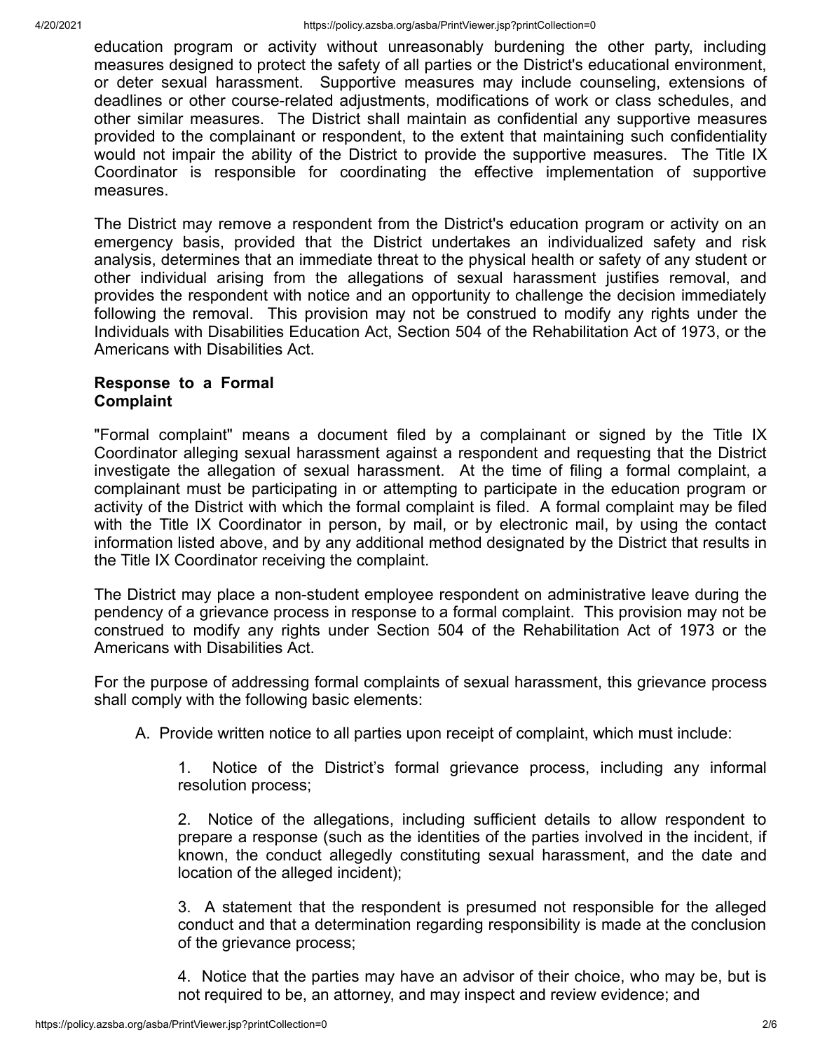education program or activity without unreasonably burdening the other party, including measures designed to protect the safety of all parties or the District's educational environment, or deter sexual harassment. Supportive measures may include counseling, extensions of deadlines or other course-related adjustments, modifications of work or class schedules, and other similar measures. The District shall maintain as confidential any supportive measures provided to the complainant or respondent, to the extent that maintaining such confidentiality would not impair the ability of the District to provide the supportive measures. The Title IX Coordinator is responsible for coordinating the effective implementation of supportive measures.

The District may remove a respondent from the District's education program or activity on an emergency basis, provided that the District undertakes an individualized safety and risk analysis, determines that an immediate threat to the physical health or safety of any student or other individual arising from the allegations of sexual harassment justifies removal, and provides the respondent with notice and an opportunity to challenge the decision immediately following the removal. This provision may not be construed to modify any rights under the Individuals with Disabilities Education Act, Section 504 of the Rehabilitation Act of 1973, or the Americans with Disabilities Act.

**Response to a Formal Complaint**

"Formal complaint" means a document filed by a complainant or signed by the Title IX Coordinator alleging sexual harassment against a respondent and requesting that the District investigate the allegation of sexual harassment. At the time of filing a formal complaint, a complainant must be participating in or attempting to participate in the education program or activity of the District with which the formal complaint is filed. A formal complaint may be filed with the Title IX Coordinator in person, by mail, or by electronic mail, by using the contact information listed above, and by any additional method designated by the District that results in the Title IX Coordinator receiving the complaint.

The District may place a non-student employee respondent on administrative leave during the pendency of a grievance process in response to a formal complaint. This provision may not be construed to modify any rights under Section 504 of the Rehabilitation Act of 1973 or the Americans with Disabilities Act.

For the purpose of addressing formal complaints of sexual harassment, this grievance process shall comply with the following basic elements:

A. Provide written notice to all parties upon receipt of complaint, which must include:

   1. Notice of the District's formal grievance process, including any informal resolution process;

   2. Notice of the allegations, including sufficient details to allow respondent to prepare a response (such as the identities of the parties involved in the incident, if known, the conduct allegedly constituting sexual harassment, and the date and location of the alleged incident);

   3. A statement that the respondent is presumed not responsible for the alleged conduct and that a determination regarding responsibility is made at the conclusion of the grievance process;

   4. Notice that the parties may have an advisor of their choice, who may be, but is not required to be, an attorney, and may inspect and review evidence; and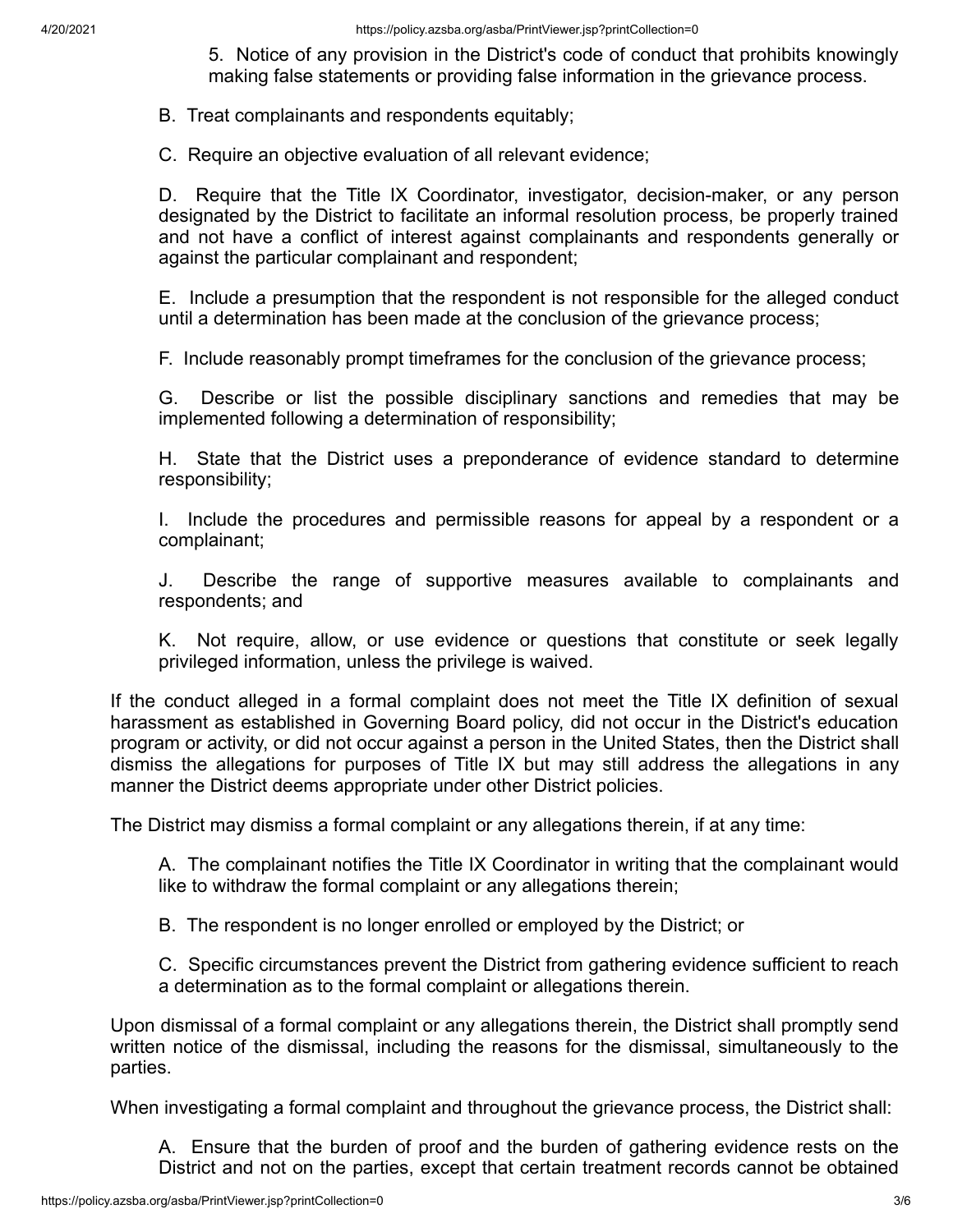5. Notice of any provision in the District's code of conduct that prohibits knowingly making false statements or providing false information in the grievance process.

B. Treat complainants and respondents equitably;

C. Require an objective evaluation of all relevant evidence;

D. Require that the Title IX Coordinator, investigator, decision-maker, or any person designated by the District to facilitate an informal resolution process, be properly trained and not have a conflict of interest against complainants and respondents generally or against the particular complainant and respondent;

E. Include a presumption that the respondent is not responsible for the alleged conduct until a determination has been made at the conclusion of the grievance process;

F. Include reasonably prompt timeframes for the conclusion of the grievance process;

G. Describe or list the possible disciplinary sanctions and remedies that may be implemented following a determination of responsibility;

H. State that the District uses a preponderance of evidence standard to determine responsibility;

I. Include the procedures and permissible reasons for appeal by a respondent or a complainant;

J. Describe the range of supportive measures available to complainants and respondents; and

K. Not require, allow, or use evidence or questions that constitute or seek legally privileged information, unless the privilege is waived.

If the conduct alleged in a formal complaint does not meet the Title IX definition of sexual harassment as established in Governing Board policy, did not occur in the District's education program or activity, or did not occur against a person in the United States, then the District shall dismiss the allegations for purposes of Title IX but may still address the allegations in any manner the District deems appropriate under other District policies.

The District may dismiss a formal complaint or any allegations therein, if at any time:

A. The complainant notifies the Title IX Coordinator in writing that the complainant would like to withdraw the formal complaint or any allegations therein;

B. The respondent is no longer enrolled or employed by the District; or

C. Specific circumstances prevent the District from gathering evidence sufficient to reach a determination as to the formal complaint or allegations therein.

Upon dismissal of a formal complaint or any allegations therein, the District shall promptly send written notice of the dismissal, including the reasons for the dismissal, simultaneously to the parties.

When investigating a formal complaint and throughout the grievance process, the District shall:

A. Ensure that the burden of proof and the burden of gathering evidence rests on the District and not on the parties, except that certain treatment records cannot be obtained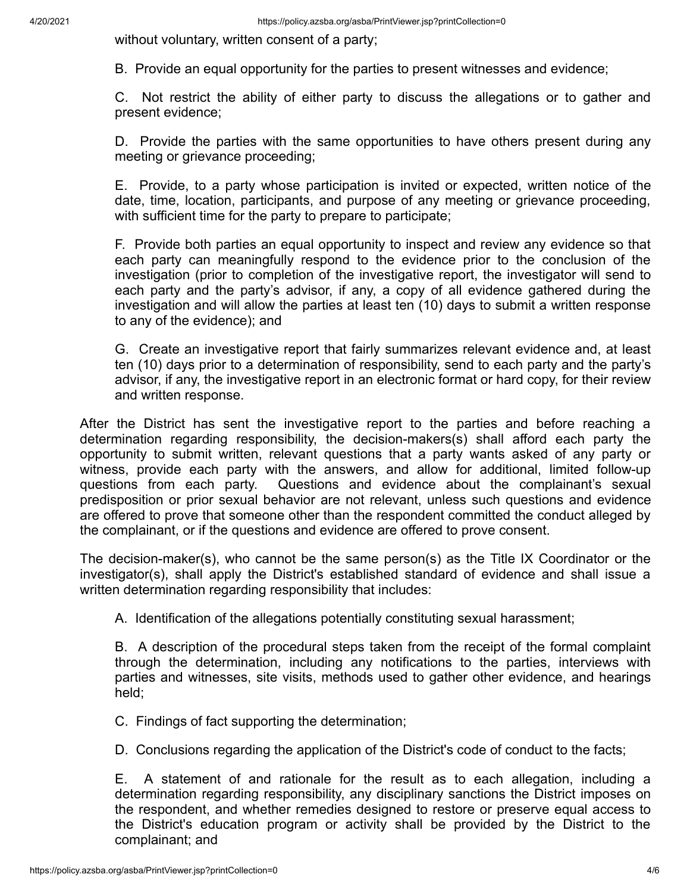without voluntary, written consent of a party;

B. Provide an equal opportunity for the parties to present witnesses and evidence;

C. Not restrict the ability of either party to discuss the allegations or to gather and present evidence;

D. Provide the parties with the same opportunities to have others present during any meeting or grievance proceeding;

E. Provide, to a party whose participation is invited or expected, written notice of the date, time, location, participants, and purpose of any meeting or grievance proceeding, with sufficient time for the party to prepare to participate;

F. Provide both parties an equal opportunity to inspect and review any evidence so that each party can meaningfully respond to the evidence prior to the conclusion of the investigation (prior to completion of the investigative report, the investigator will send to each party and the party's advisor, if any, a copy of all evidence gathered during the investigation and will allow the parties at least ten (10) days to submit a written response to any of the evidence); and

G. Create an investigative report that fairly summarizes relevant evidence and, at least ten (10) days prior to a determination of responsibility, send to each party and the party's advisor, if any, the investigative report in an electronic format or hard copy, for their review and written response.

After the District has sent the investigative report to the parties and before reaching a determination regarding responsibility, the decision-makers(s) shall afford each party the opportunity to submit written, relevant questions that a party wants asked of any party or witness, provide each party with the answers, and allow for additional, limited follow-up questions from each party. Questions and evidence about the complainant's sexual predisposition or prior sexual behavior are not relevant, unless such questions and evidence are offered to prove that someone other than the respondent committed the conduct alleged by the complainant, or if the questions and evidence are offered to prove consent.

The decision-maker(s), who cannot be the same person(s) as the Title IX Coordinator or the investigator(s), shall apply the District's established standard of evidence and shall issue a written determination regarding responsibility that includes:

A. Identification of the allegations potentially constituting sexual harassment;

B. A description of the procedural steps taken from the receipt of the formal complaint through the determination, including any notifications to the parties, interviews with parties and witnesses, site visits, methods used to gather other evidence, and hearings held;

C. Findings of fact supporting the determination;

D. Conclusions regarding the application of the District's code of conduct to the facts;

E. A statement of and rationale for the result as to each allegation, including a determination regarding responsibility, any disciplinary sanctions the District imposes on the respondent, and whether remedies designed to restore or preserve equal access to the District's education program or activity shall be provided by the District to the complainant; and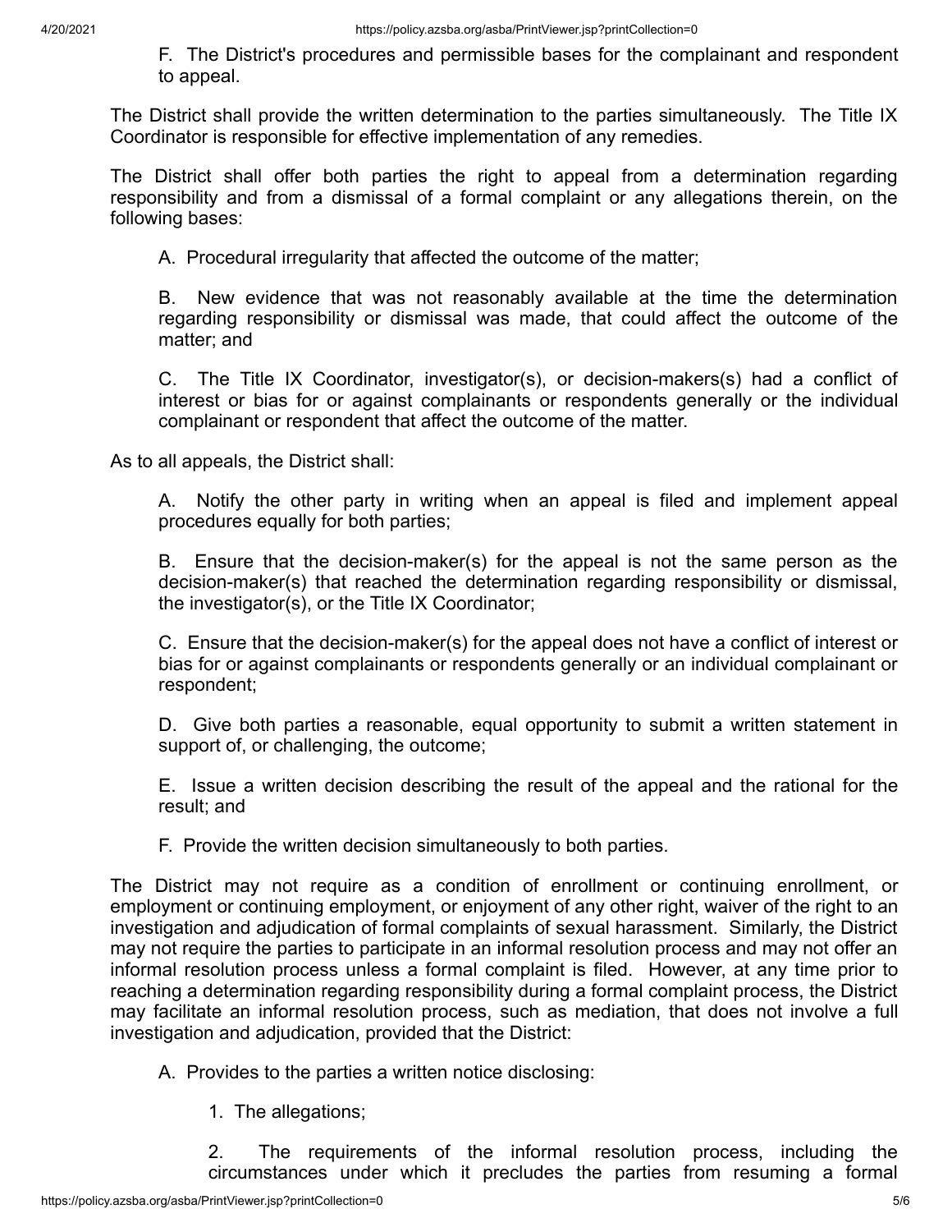F. The District's procedures and permissible bases for the complainant and respondent to appeal.

The District shall provide the written determination to the parties simultaneously. The Title IX Coordinator is responsible for effective implementation of any remedies.

The District shall offer both parties the right to appeal from a determination regarding responsibility and from a dismissal of a formal complaint or any allegations therein, on the following bases:

A. Procedural irregularity that affected the outcome of the matter;

B. New evidence that was not reasonably available at the time the determination regarding responsibility or dismissal was made, that could affect the outcome of the matter; and

C. The Title IX Coordinator, investigator(s), or decision-makers(s) had a conflict of interest or bias for or against complainants or respondents generally or the individual complainant or respondent that affect the outcome of the matter.

As to all appeals, the District shall:

A. Notify the other party in writing when an appeal is filed and implement appeal procedures equally for both parties;

B. Ensure that the decision-maker(s) for the appeal is not the same person as the decision-maker(s) that reached the determination regarding responsibility or dismissal, the investigator(s), or the Title IX Coordinator;

C. Ensure that the decision-maker(s) for the appeal does not have a conflict of interest or bias for or against complainants or respondents generally or an individual complainant or respondent;

D. Give both parties a reasonable, equal opportunity to submit a written statement in support of, or challenging, the outcome;

E. Issue a written decision describing the result of the appeal and the rational for the result; and

F. Provide the written decision simultaneously to both parties.

The District may not require as a condition of enrollment or continuing enrollment, or employment or continuing employment, or enjoyment of any other right, waiver of the right to an investigation and adjudication of formal complaints of sexual harassment. Similarly, the District may not require the parties to participate in an informal resolution process and may not offer an informal resolution process unless a formal complaint is filed. However, at any time prior to reaching a determination regarding responsibility during a formal complaint process, the District may facilitate an informal resolution process, such as mediation, that does not involve a full investigation and adjudication, provided that the District:

A. Provides to the parties a written notice disclosing:

1. The allegations;

2. The requirements of the informal resolution process, including the circumstances under which it precludes the parties from resuming a formal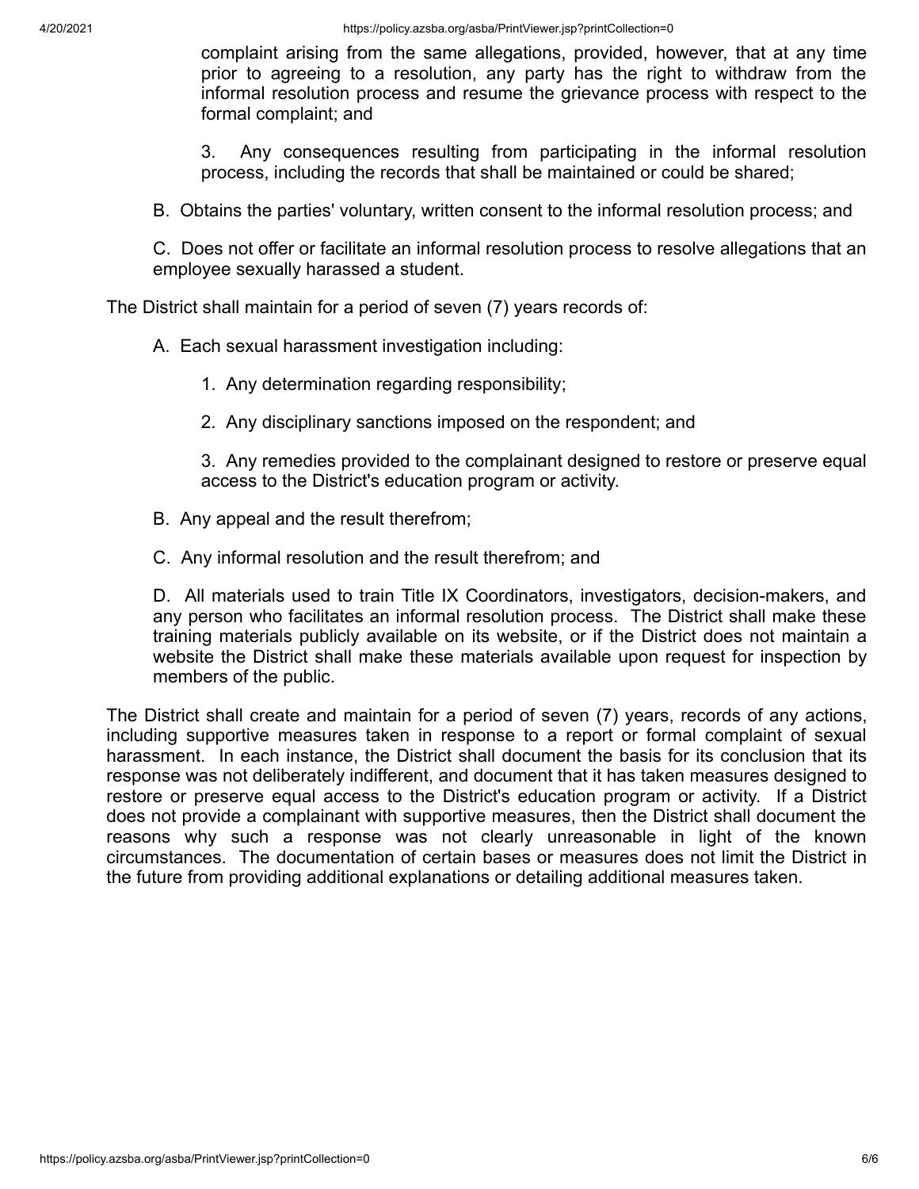complaint arising from the same allegations, provided, however, that at any time prior to agreeing to a resolution, any party has the right to withdraw from the informal resolution process and resume the grievance process with respect to the formal complaint; and

3. Any consequences resulting from participating in the informal resolution process, including the records that shall be maintained or could be shared;

B. Obtains the parties' voluntary, written consent to the informal resolution process; and

C. Does not offer or facilitate an informal resolution process to resolve allegations that an employee sexually harassed a student.

The District shall maintain for a period of seven (7) years records of:

A. Each sexual harassment investigation including:

1. Any determination regarding responsibility;

2. Any disciplinary sanctions imposed on the respondent; and

3. Any remedies provided to the complainant designed to restore or preserve equal access to the District's education program or activity.

B. Any appeal and the result therefrom;

C. Any informal resolution and the result therefrom; and

D. All materials used to train Title IX Coordinators, investigators, decision-makers, and any person who facilitates an informal resolution process. The District shall make these training materials publicly available on its website, or if the District does not maintain a website the District shall make these materials available upon request for inspection by members of the public.

The District shall create and maintain for a period of seven (7) years, records of any actions, including supportive measures taken in response to a report or formal complaint of sexual harassment. In each instance, the District shall document the basis for its conclusion that its response was not deliberately indifferent, and document that it has taken measures designed to restore or preserve equal access to the District's education program or activity. If a District does not provide a complainant with supportive measures, then the District shall document the reasons why such a response was not clearly unreasonable in light of the known circumstances. The documentation of certain bases or measures does not limit the District in the future from providing additional explanations or detailing additional measures taken.